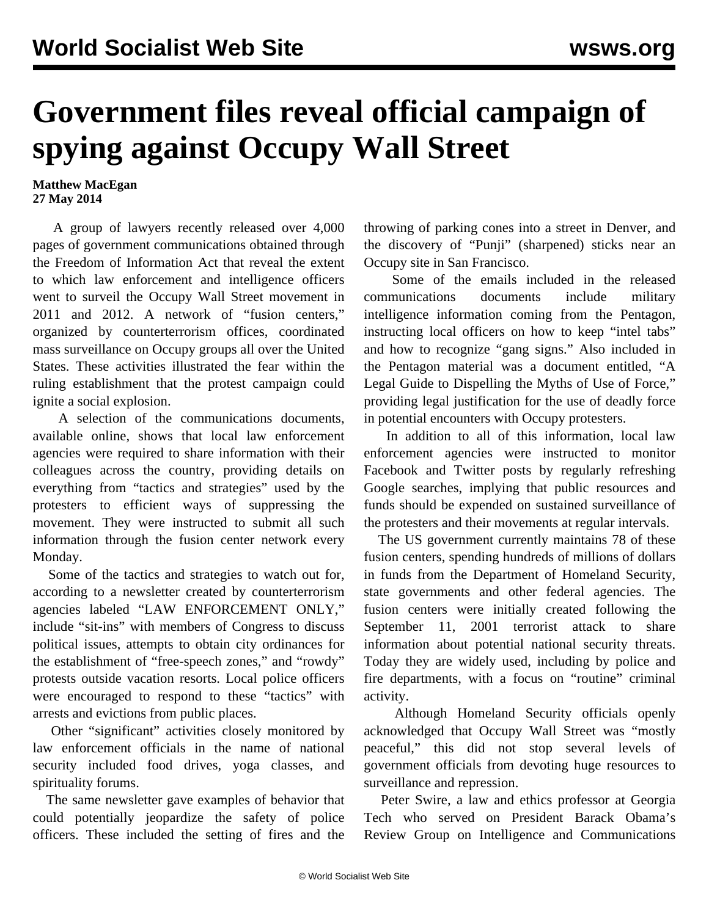# Government files reveal official campaign of spying against Occupy Wall Street

**Matthew MacEgan**
**27 May 2014**

A group of lawyers recently released over 4,000 pages of government communications obtained through the Freedom of Information Act that reveal the extent to which law enforcement and intelligence officers went to surveil the Occupy Wall Street movement in 2011 and 2012. A network of "fusion centers," organized by counterterrorism offices, coordinated mass surveillance on Occupy groups all over the United States. These activities illustrated the fear within the ruling establishment that the protest campaign could ignite a social explosion.

A selection of the communications documents, available online, shows that local law enforcement agencies were required to share information with their colleagues across the country, providing details on everything from "tactics and strategies" used by the protesters to efficient ways of suppressing the movement. They were instructed to submit all such information through the fusion center network every Monday.

Some of the tactics and strategies to watch out for, according to a newsletter created by counterterrorism agencies labeled "LAW ENFORCEMENT ONLY," include "sit-ins" with members of Congress to discuss political issues, attempts to obtain city ordinances for the establishment of "free-speech zones," and "rowdy" protests outside vacation resorts. Local police officers were encouraged to respond to these "tactics" with arrests and evictions from public places.

Other "significant" activities closely monitored by law enforcement officials in the name of national security included food drives, yoga classes, and spirituality forums.

The same newsletter gave examples of behavior that could potentially jeopardize the safety of police officers. These included the setting of fires and the throwing of parking cones into a street in Denver, and the discovery of "Punji" (sharpened) sticks near an Occupy site in San Francisco.

Some of the emails included in the released communications documents include military intelligence information coming from the Pentagon, instructing local officers on how to keep "intel tabs" and how to recognize "gang signs." Also included in the Pentagon material was a document entitled, "A Legal Guide to Dispelling the Myths of Use of Force," providing legal justification for the use of deadly force in potential encounters with Occupy protesters.

In addition to all of this information, local law enforcement agencies were instructed to monitor Facebook and Twitter posts by regularly refreshing Google searches, implying that public resources and funds should be expended on sustained surveillance of the protesters and their movements at regular intervals.

The US government currently maintains 78 of these fusion centers, spending hundreds of millions of dollars in funds from the Department of Homeland Security, state governments and other federal agencies. The fusion centers were initially created following the September 11, 2001 terrorist attack to share information about potential national security threats. Today they are widely used, including by police and fire departments, with a focus on "routine" criminal activity.

Although Homeland Security officials openly acknowledged that Occupy Wall Street was "mostly peaceful," this did not stop several levels of government officials from devoting huge resources to surveillance and repression.

Peter Swire, a law and ethics professor at Georgia Tech who served on President Barack Obama's Review Group on Intelligence and Communications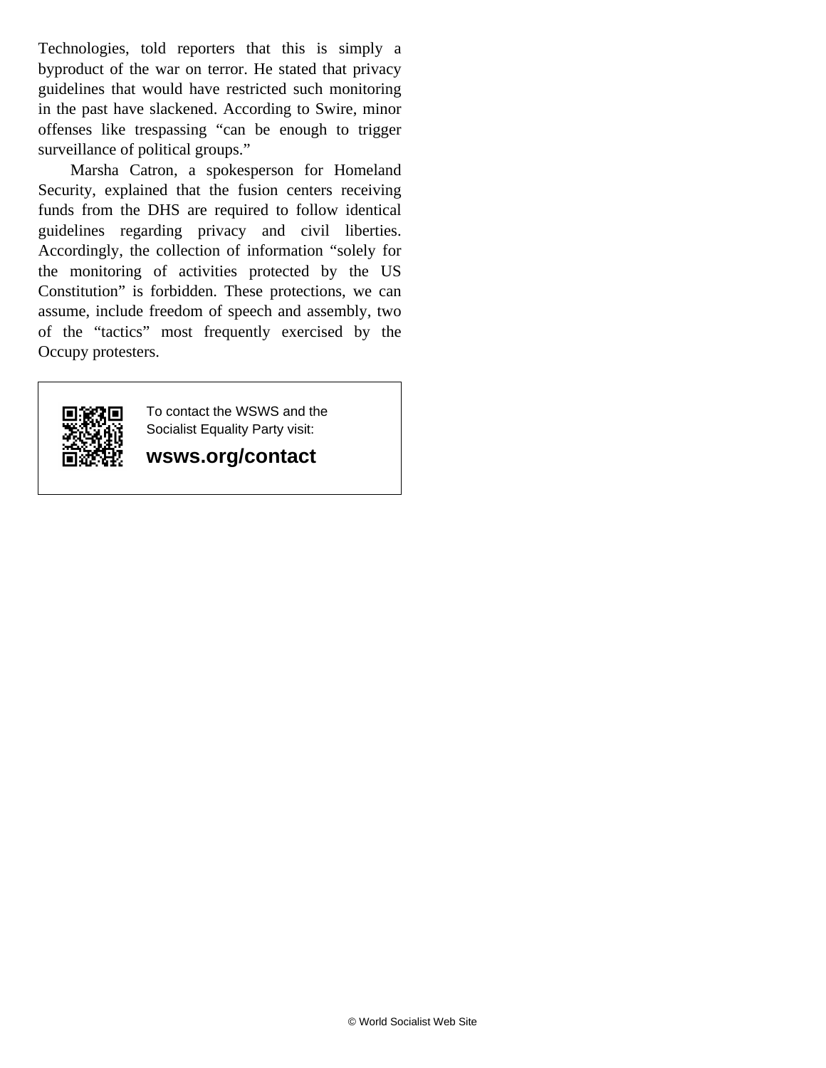Technologies, told reporters that this is simply a byproduct of the war on terror. He stated that privacy guidelines that would have restricted such monitoring in the past have slackened. According to Swire, minor offenses like trespassing "can be enough to trigger surveillance of political groups."

Marsha Catron, a spokesperson for Homeland Security, explained that the fusion centers receiving funds from the DHS are required to follow identical guidelines regarding privacy and civil liberties. Accordingly, the collection of information "solely for the monitoring of activities protected by the US Constitution" is forbidden. These protections, we can assume, include freedom of speech and assembly, two of the "tactics" most frequently exercised by the Occupy protesters.

To contact the WSWS and the Socialist Equality Party visit:

**wsws.org/contact**